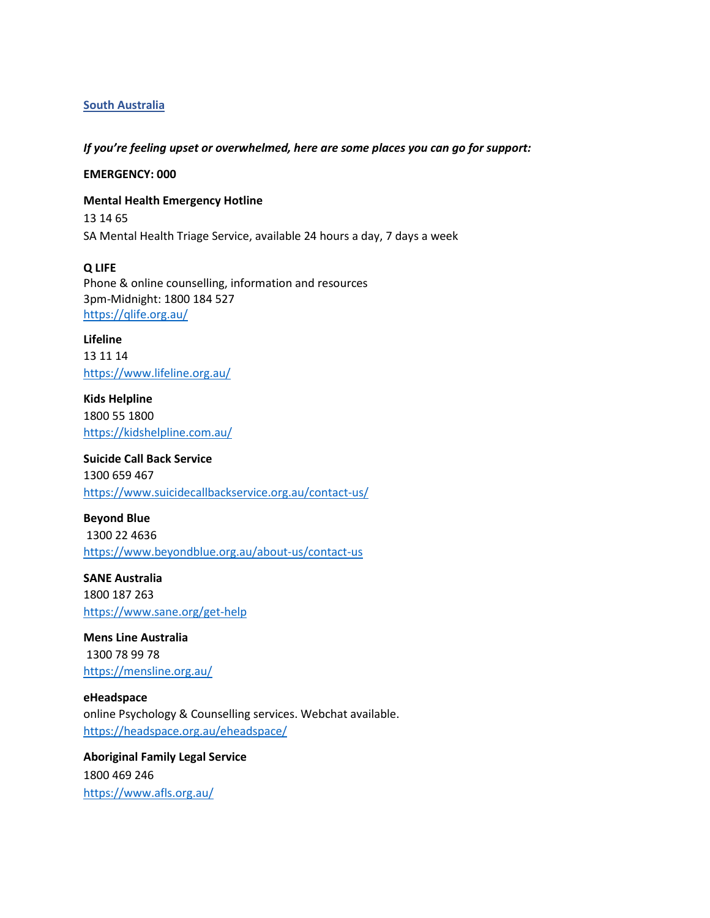## [South Australia]

***If you're feeling upset or overwhelmed, here are some places you can go for support:***

**EMERGENCY: 000**

**Mental Health Emergency Hotline**
13 14 65
SA Mental Health Triage Service, available 24 hours a day, 7 days a week

**Q LIFE**
Phone & online counselling, information and resources
3pm-Midnight: 1800 184 527
https://qlife.org.au/

**Lifeline**
13 11 14
https://www.lifeline.org.au/

**Kids Helpline**
1800 55 1800
https://kidshelpline.com.au/

**Suicide Call Back Service**
1300 659 467
https://www.suicidecallbackservice.org.au/contact-us/

**Beyond Blue**
1300 22 4636
https://www.beyondblue.org.au/about-us/contact-us

**SANE Australia**
1800 187 263
https://www.sane.org/get-help

**Mens Line Australia**
1300 78 99 78
https://mensline.org.au/

**eHeadspace**
online Psychology & Counselling services. Webchat available.
https://headspace.org.au/eheadspace/

**Aboriginal Family Legal Service**
1800 469 246
https://www.afls.org.au/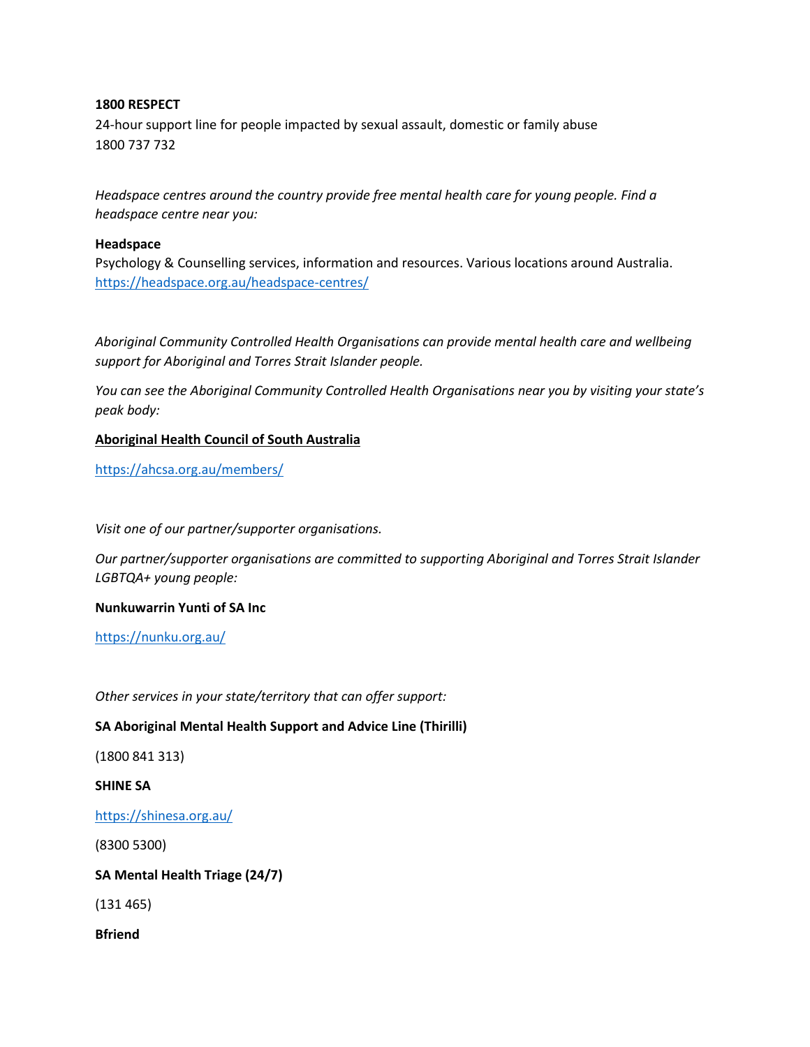**1800 RESPECT**

24-hour support line for people impacted by sexual assault, domestic or family abuse
1800 737 732

*Headspace centres around the country provide free mental health care for young people. Find a headspace centre near you:*

**Headspace**

Psychology & Counselling services, information and resources. Various locations around Australia.
https://headspace.org.au/headspace-centres/

*Aboriginal Community Controlled Health Organisations can provide mental health care and wellbeing support for Aboriginal and Torres Strait Islander people.*

*You can see the Aboriginal Community Controlled Health Organisations near you by visiting your state's peak body:*

**Aboriginal Health Council of South Australia**

https://ahcsa.org.au/members/

*Visit one of our partner/supporter organisations.*

*Our partner/supporter organisations are committed to supporting Aboriginal and Torres Strait Islander LGBTQA+ young people:*

**Nunkuwarrin Yunti of SA Inc**

https://nunku.org.au/

*Other services in your state/territory that can offer support:*

**SA Aboriginal Mental Health Support and Advice Line (Thirilli)**

(1800 841 313)

**SHINE SA**

https://shinesa.org.au/

(8300 5300)

**SA Mental Health Triage (24/7)**

(131 465)

**Bfriend**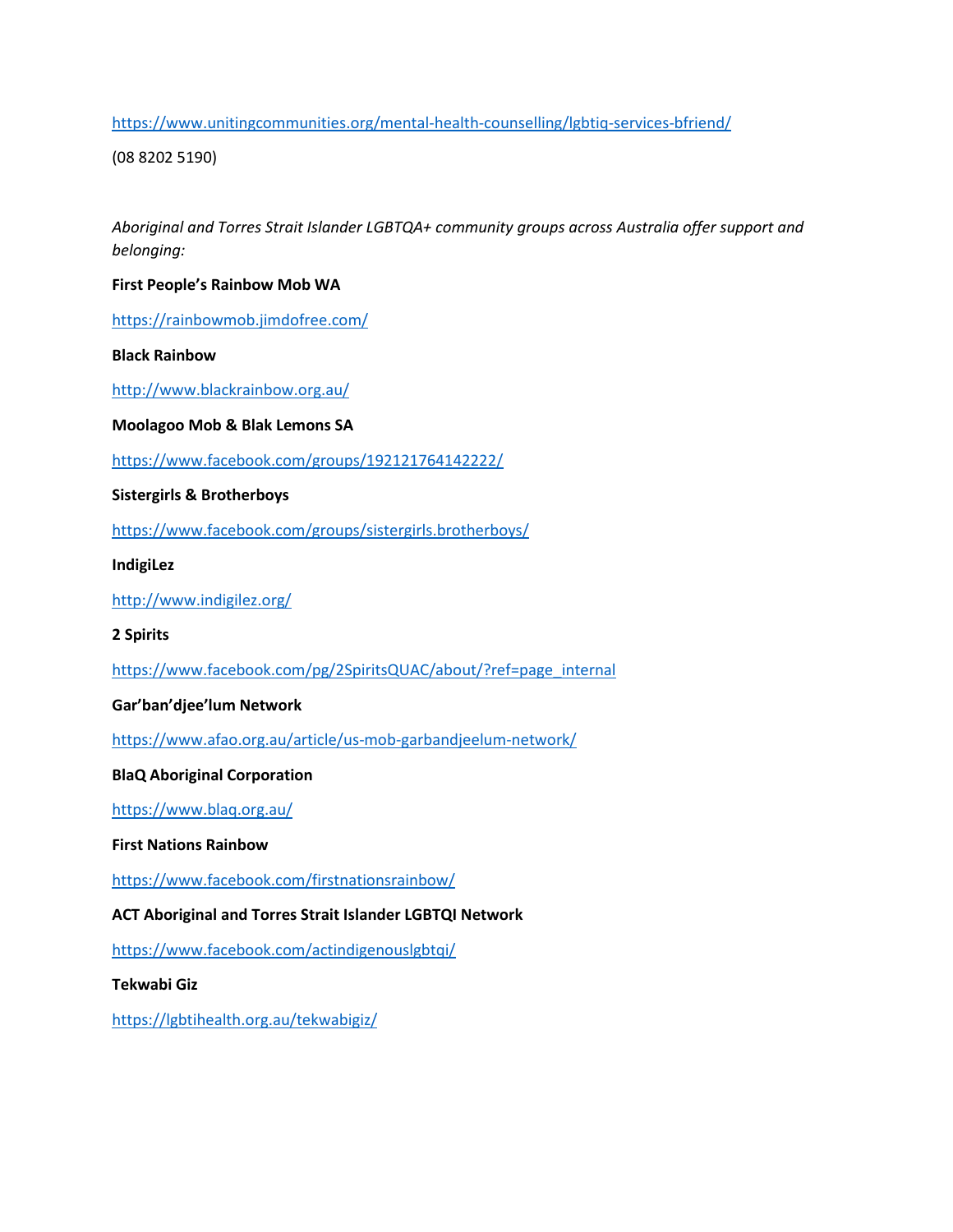https://www.unitingcommunities.org/mental-health-counselling/lgbtiq-services-bfriend/

(08 8202 5190)

*Aboriginal and Torres Strait Islander LGBTQA+ community groups across Australia offer support and belonging:*

**First People's Rainbow Mob WA**

https://rainbowmob.jimdofree.com/

**Black Rainbow**

http://www.blackrainbow.org.au/

**Moolagoo Mob & Blak Lemons SA**

https://www.facebook.com/groups/192121764142222/

**Sistergirls & Brotherboys**

https://www.facebook.com/groups/sistergirls.brotherboys/

**IndigiLez**

http://www.indigilez.org/

**2 Spirits**

https://www.facebook.com/pg/2SpiritsQUAC/about/?ref=page_internal

**Gar'ban'djee'lum Network**

https://www.afao.org.au/article/us-mob-garbandjeelum-network/

**BlaQ Aboriginal Corporation**

https://www.blaq.org.au/

**First Nations Rainbow**

https://www.facebook.com/firstnationsrainbow/

**ACT Aboriginal and Torres Strait Islander LGBTQI Network**

https://www.facebook.com/actindigenouslgbtqi/

**Tekwabi Giz**

https://lgbtihealth.org.au/tekwabigiz/